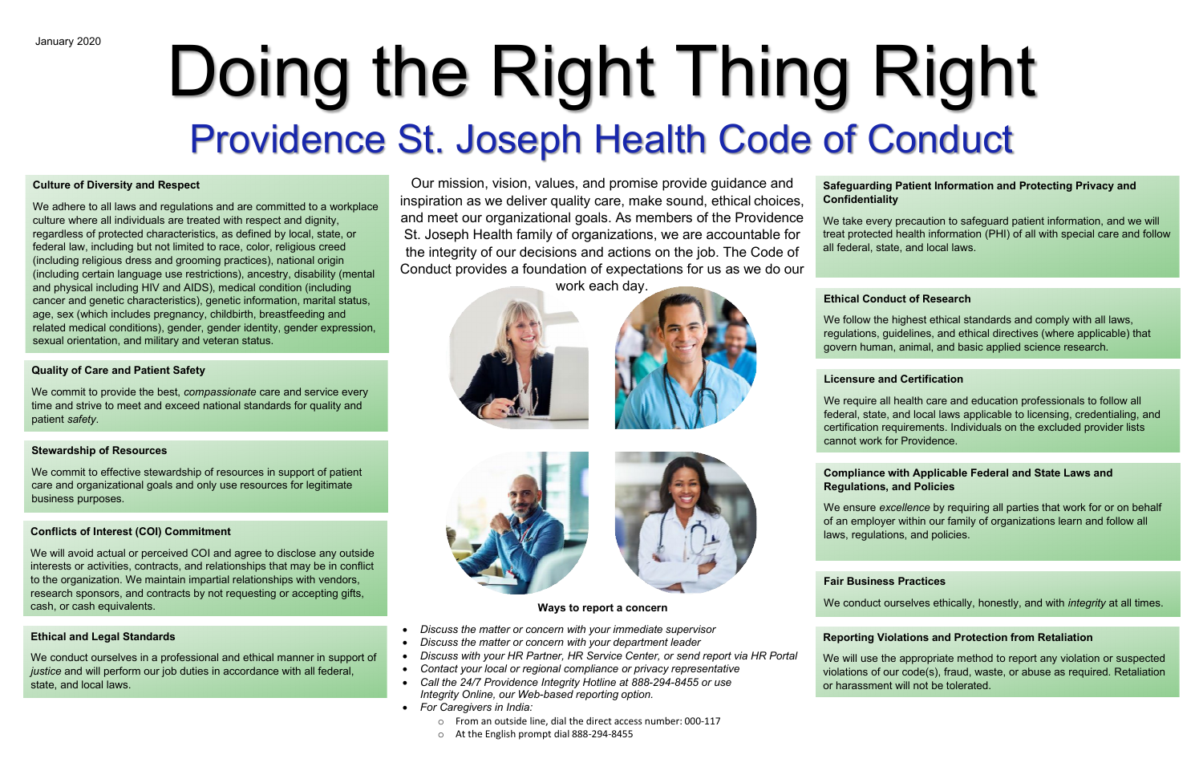January 2020

# Doing the Right Thing Right

## Providence St. Joseph Health Code of Conduct

Our mission, vision, values, and promise provide guidance and inspiration as we deliver quality care, make sound, ethical choices, and meet our organizational goals. As members of the Providence St. Joseph Health family of organizations, we are accountable for the integrity of our decisions and actions on the job. The Code of Conduct provides a foundation of expectations for us as we do our work each day.

### Culture of Diversity and Respect

We adhere to all laws and regulations and are committed to a workplace culture where all individuals are treated with respect and dignity, regardless of protected characteristics, as defined by local, state, or federal law, including but not limited to race, color, religious creed (including religious dress and grooming practices), national origin (including certain language use restrictions), ancestry, disability (mental and physical including HIV and AIDS), medical condition (including cancer and genetic characteristics), genetic information, marital status, age, sex (which includes pregnancy, childbirth, breastfeeding and related medical conditions), gender, gender identity, gender expression, sexual orientation, and military and veteran status.

### Quality of Care and Patient Safety

We commit to provide the best, *compassionate* care and service every time and strive to meet and exceed national standards for quality and patient *safety*.

### Stewardship of Resources

We commit to effective stewardship of resources in support of patient care and organizational goals and only use resources for legitimate business purposes.

### Conflicts of Interest (COI) Commitment

We will avoid actual or perceived COI and agree to disclose any outside interests or activities, contracts, and relationships that may be in conflict to the organization. We maintain impartial relationships with vendors, research sponsors, and contracts by not requesting or accepting gifts, cash, or cash equivalents.

### Ethical and Legal Standards

We conduct ourselves in a professional and ethical manner in support of *justice* and will perform our job duties in accordance with all federal, state, and local laws.

### Ways to report a concern

- *Discuss the matter or concern with your immediate supervisor*
- *Discuss the matter or concern with your department leader*
- *Discuss with your HR Partner, HR Service Center, or send report via HR Portal*
- *Contact your local or regional compliance or privacy representative*
- *Call the 24/7 Providence Integrity Hotline at 888-294-8455 or use Integrity Online, our Web-based reporting option.*
- *For Caregivers in India:*
  - From an outside line, dial the direct access number: 000-117
  - At the English prompt dial 888-294-8455

### Safeguarding Patient Information and Protecting Privacy and Confidentiality

We take every precaution to safeguard patient information, and we will treat protected health information (PHI) of all with special care and follow all federal, state, and local laws.

### Ethical Conduct of Research

We follow the highest ethical standards and comply with all laws, regulations, guidelines, and ethical directives (where applicable) that govern human, animal, and basic applied science research.

### Licensure and Certification

We require all health care and education professionals to follow all federal, state, and local laws applicable to licensing, credentialing, and certification requirements. Individuals on the excluded provider lists cannot work for Providence.

### Compliance with Applicable Federal and State Laws and Regulations, and Policies

We ensure *excellence* by requiring all parties that work for or on behalf of an employer within our family of organizations learn and follow all laws, regulations, and policies.

### Fair Business Practices

We conduct ourselves ethically, honestly, and with *integrity* at all times.

### Reporting Violations and Protection from Retaliation

We will use the appropriate method to report any violation or suspected violations of our code(s), fraud, waste, or abuse as required. Retaliation or harassment will not be tolerated.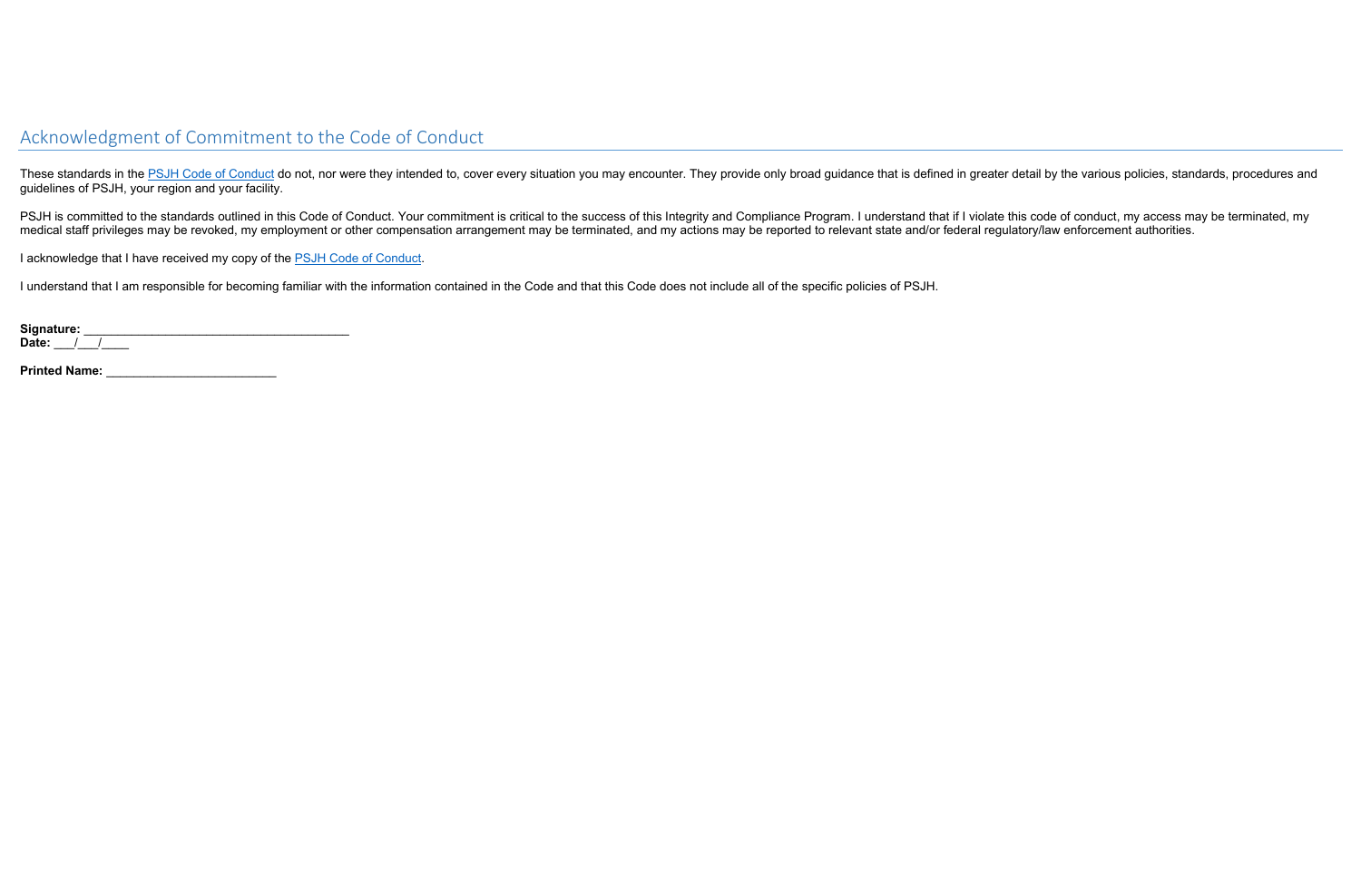## Acknowledgment of Commitment to the Code of Conduct

These standards in the PSJH Code of Conduct do not, nor were they intended to, cover every situation you may encounter. They provide only broad guidance that is defined in greater detail by the various policies, standards, procedures and guidelines of PSJH, your region and your facility.

PSJH is committed to the standards outlined in this Code of Conduct. Your commitment is critical to the success of this Integrity and Compliance Program. I understand that if I violate this code of conduct, my access may be terminated, my medical staff privileges may be revoked, my employment or other compensation arrangement may be terminated, and my actions may be reported to relevant state and/or federal regulatory/law enforcement authorities.

I acknowledge that I have received my copy of the PSJH Code of Conduct.

I understand that I am responsible for becoming familiar with the information contained in the Code and that this Code does not include all of the specific policies of PSJH.

**Signature:** ______________________________________
**Date:** ___/___/____

**Printed Name:** _________________________